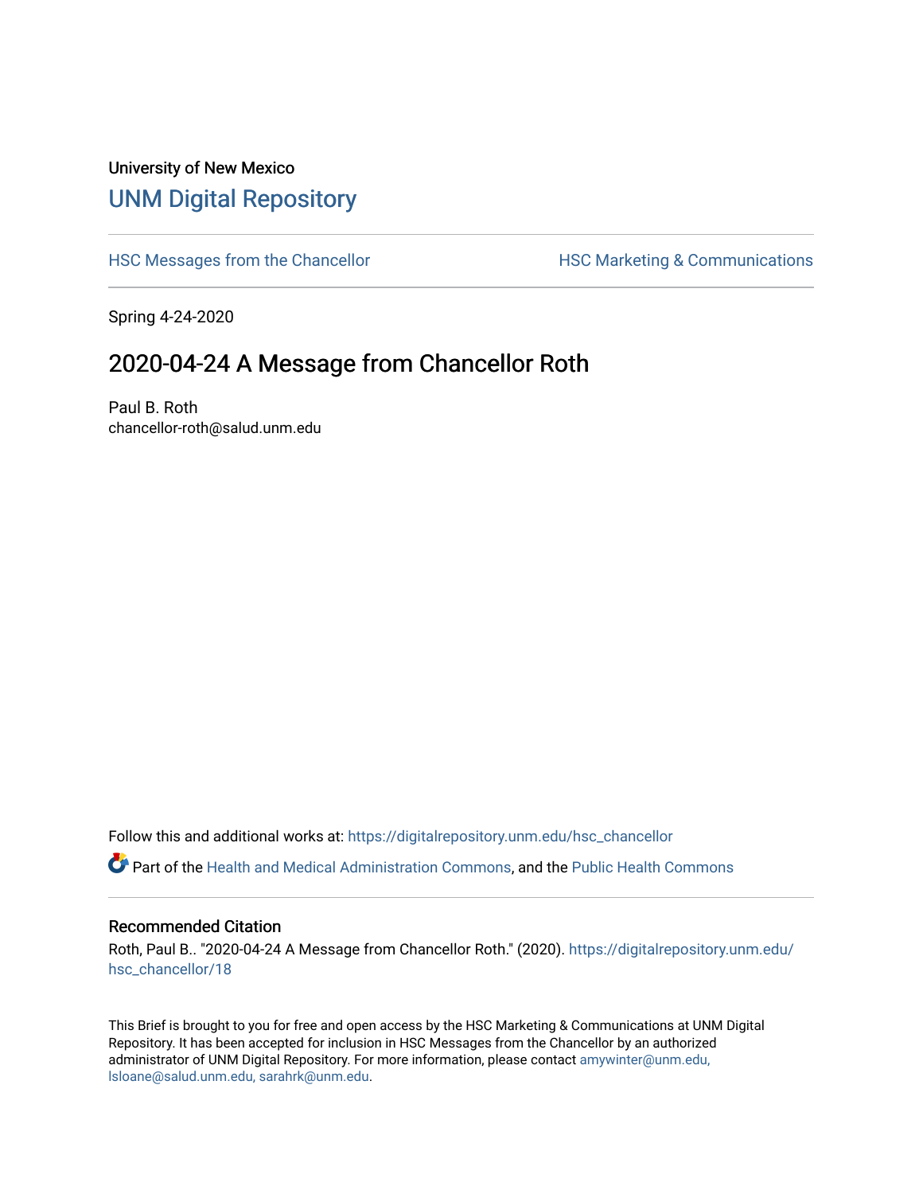University of New Mexico

# UNM Digital Repository

HSC Messages from the Chancellor

HSC Marketing & Communications

Spring 4-24-2020

## 2020-04-24 A Message from Chancellor Roth

Paul B. Roth
chancellor-roth@salud.unm.edu

Follow this and additional works at: https://digitalrepository.unm.edu/hsc_chancellor

Part of the Health and Medical Administration Commons, and the Public Health Commons

### Recommended Citation

Roth, Paul B.. "2020-04-24 A Message from Chancellor Roth." (2020). https://digitalrepository.unm.edu/hsc_chancellor/18

This Brief is brought to you for free and open access by the HSC Marketing & Communications at UNM Digital Repository. It has been accepted for inclusion in HSC Messages from the Chancellor by an authorized administrator of UNM Digital Repository. For more information, please contact amywinter@unm.edu, lsloane@salud.unm.edu, sarahrk@unm.edu.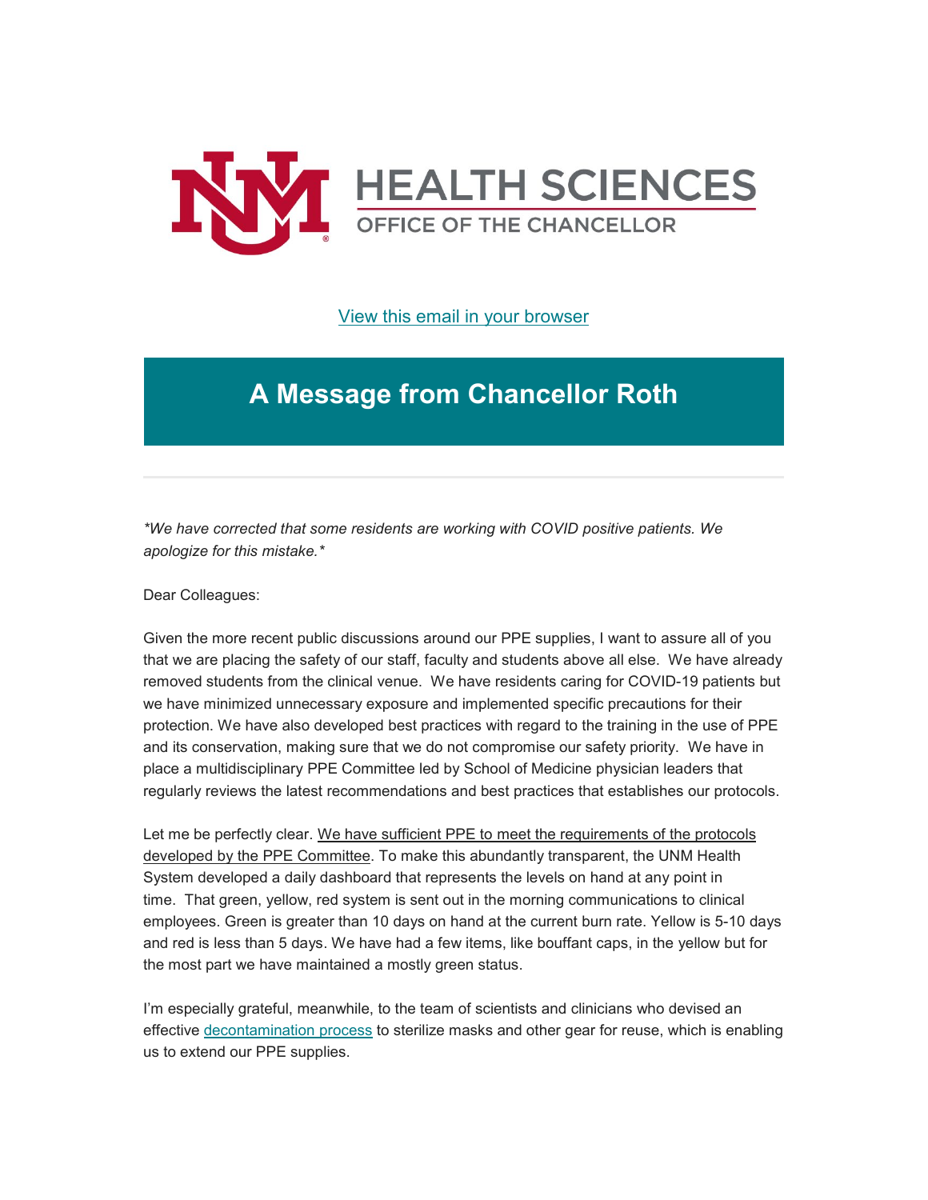# HEALTH SCIENCES

OFFICE OF THE CHANCELLOR

[View this email in your browser]

## A Message from Chancellor Roth

---

*\*We have corrected that some residents are working with COVID positive patients. We apologize for this mistake.\**

Dear Colleagues:

Given the more recent public discussions around our PPE supplies, I want to assure all of you that we are placing the safety of our staff, faculty and students above all else. We have already removed students from the clinical venue. We have residents caring for COVID-19 patients but we have minimized unnecessary exposure and implemented specific precautions for their protection. We have also developed best practices with regard to the training in the use of PPE and its conservation, making sure that we do not compromise our safety priority. We have in place a multidisciplinary PPE Committee led by School of Medicine physician leaders that regularly reviews the latest recommendations and best practices that establishes our protocols.

Let me be perfectly clear. <u>We have sufficient PPE to meet the requirements of the protocols developed by the PPE Committee</u>. To make this abundantly transparent, the UNM Health System developed a daily dashboard that represents the levels on hand at any point in time. That green, yellow, red system is sent out in the morning communications to clinical employees. Green is greater than 10 days on hand at the current burn rate. Yellow is 5-10 days and red is less than 5 days. We have had a few items, like bouffant caps, in the yellow but for the most part we have maintained a mostly green status.

I'm especially grateful, meanwhile, to the team of scientists and clinicians who devised an effective [decontamination process] to sterilize masks and other gear for reuse, which is enabling us to extend our PPE supplies.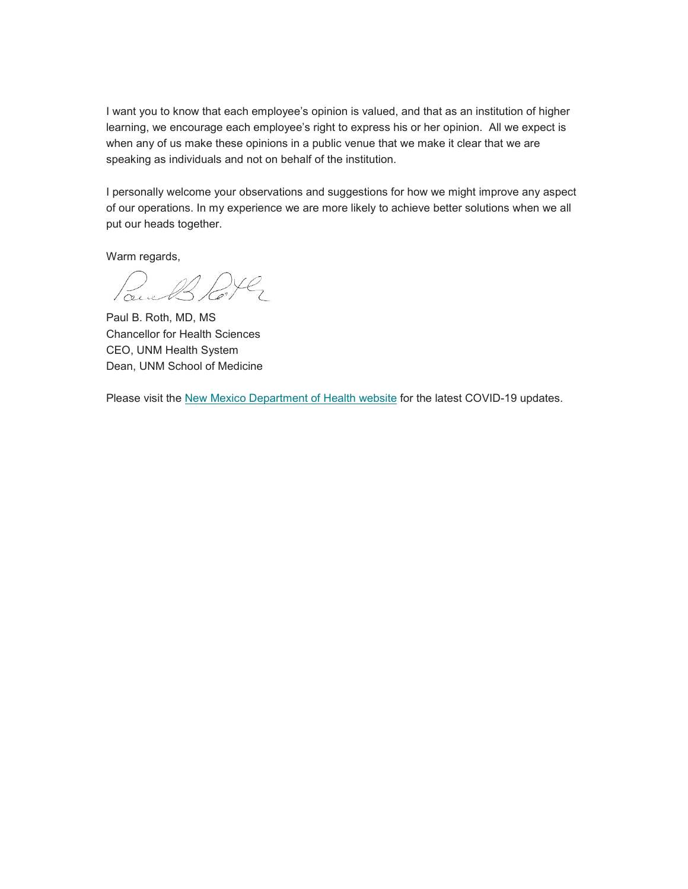I want you to know that each employee's opinion is valued, and that as an institution of higher learning, we encourage each employee's right to express his or her opinion.  All we expect is when any of us make these opinions in a public venue that we make it clear that we are speaking as individuals and not on behalf of the institution.

I personally welcome your observations and suggestions for how we might improve any aspect of our operations. In my experience we are more likely to achieve better solutions when we all put our heads together.

Warm regards,

Paul B. Roth, MD, MS  
Chancellor for Health Sciences  
CEO, UNM Health System  
Dean, UNM School of Medicine

Please visit the New Mexico Department of Health website for the latest COVID-19 updates.